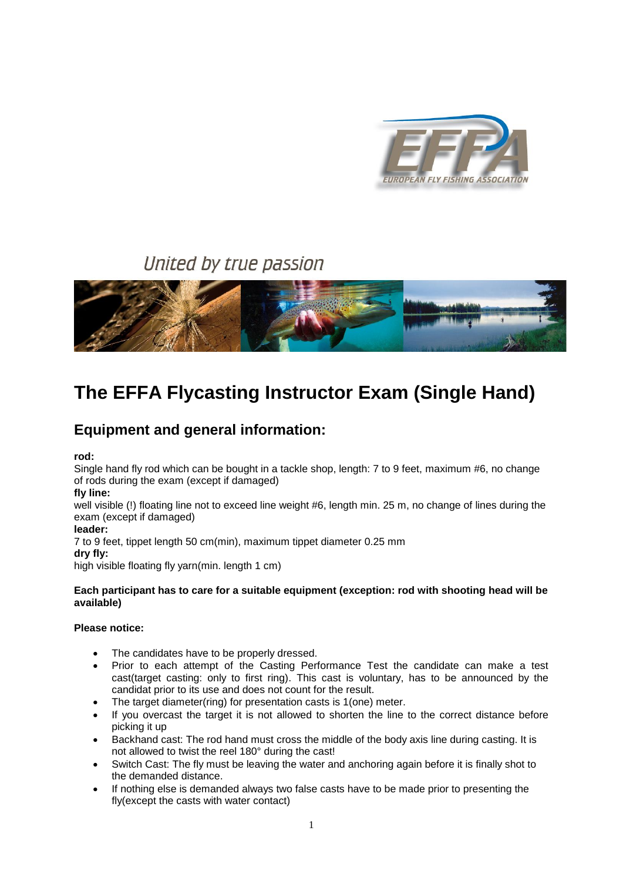# The EFFA Flycasting Instructor Exam (Single Hand)

## Equipment and general information:

**rod:**
Single hand fly rod which can be bought in a tackle shop, length: 7 to 9 feet, maximum #6, no change of rods during the exam (except if damaged)
**fly line:**
well visible (!) floating line not to exceed line weight #6, length min. 25 m, no change of lines during the exam (except if damaged)
**leader:**
7 to 9 feet, tippet length 50 cm(min), maximum tippet diameter 0.25 mm
**dry fly:**
high visible floating fly yarn(min. length 1 cm)

**Each participant has to care for a suitable equipment (exception: rod with shooting head will be available)**

**Please notice:**

- The candidates have to be properly dressed.
- Prior to each attempt of the Casting Performance Test the candidate can make a test cast(target casting: only to first ring). This cast is voluntary, has to be announced by the candidat prior to its use and does not count for the result.
- The target diameter(ring) for presentation casts is 1(one) meter.
- If you overcast the target it is not allowed to shorten the line to the correct distance before picking it up
- Backhand cast: The rod hand must cross the middle of the body axis line during casting. It is not allowed to twist the reel 180° during the cast!
- Switch Cast: The fly must be leaving the water and anchoring again before it is finally shot to the demanded distance.
- If nothing else is demanded always two false casts have to be made prior to presenting the fly(except the casts with water contact)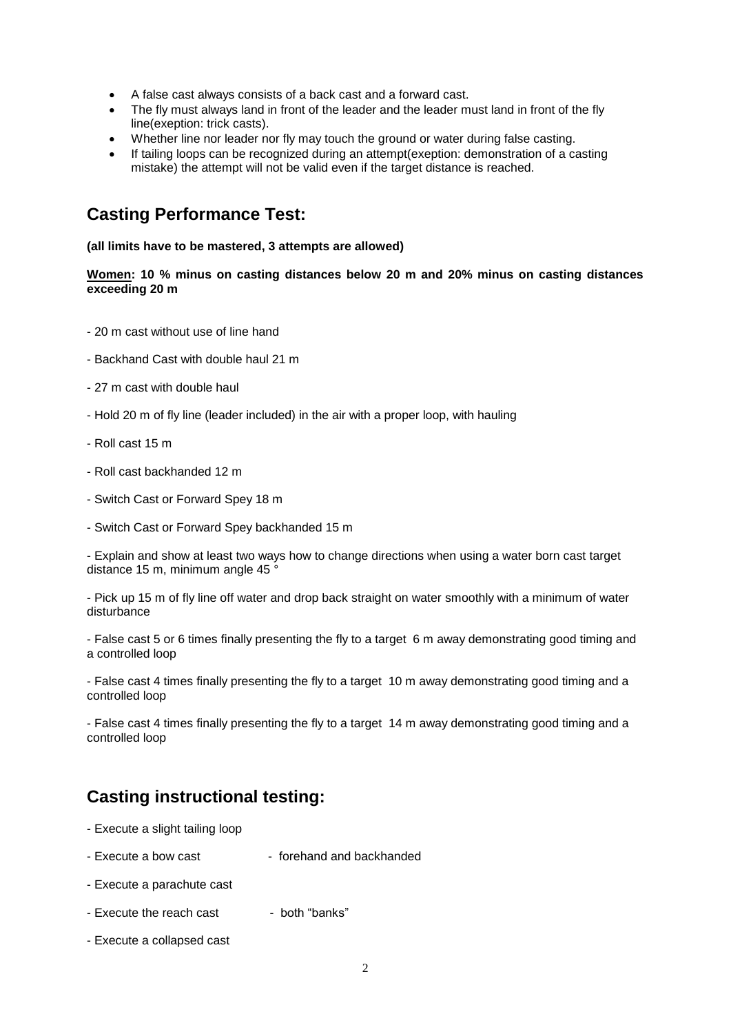- A false cast always consists of a back cast and a forward cast.
- The fly must always land in front of the leader and the leader must land in front of the fly line(exeption: trick casts).
- Whether line nor leader nor fly may touch the ground or water during false casting.
- If tailing loops can be recognized during an attempt(exeption: demonstration of a casting mistake) the attempt will not be valid even if the target distance is reached.

## Casting Performance Test:

**(all limits have to be mastered, 3 attempts are allowed)**

**<u>Women</u>: 10 % minus on casting distances below 20 m and 20% minus on casting distances exceeding 20 m**

- 20 m cast without use of line hand

- Backhand Cast with double haul 21 m

- 27 m cast with double haul

- Hold 20 m of fly line (leader included) in the air with a proper loop, with hauling

- Roll cast 15 m

- Roll cast backhanded 12 m

- Switch Cast or Forward Spey 18 m

- Switch Cast or Forward Spey backhanded 15 m

- Explain and show at least two ways how to change directions when using a water born cast target distance 15 m, minimum angle 45 °

- Pick up 15 m of fly line off water and drop back straight on water smoothly with a minimum of water disturbance

- False cast 5 or 6 times finally presenting the fly to a target 6 m away demonstrating good timing and a controlled loop

- False cast 4 times finally presenting the fly to a target 10 m away demonstrating good timing and a controlled loop

- False cast 4 times finally presenting the fly to a target 14 m away demonstrating good timing and a controlled loop

## Casting instructional testing:

- Execute a slight tailing loop

- Execute a bow cast - forehand and backhanded

- Execute a parachute cast

- Execute the reach cast - both "banks"

- Execute a collapsed cast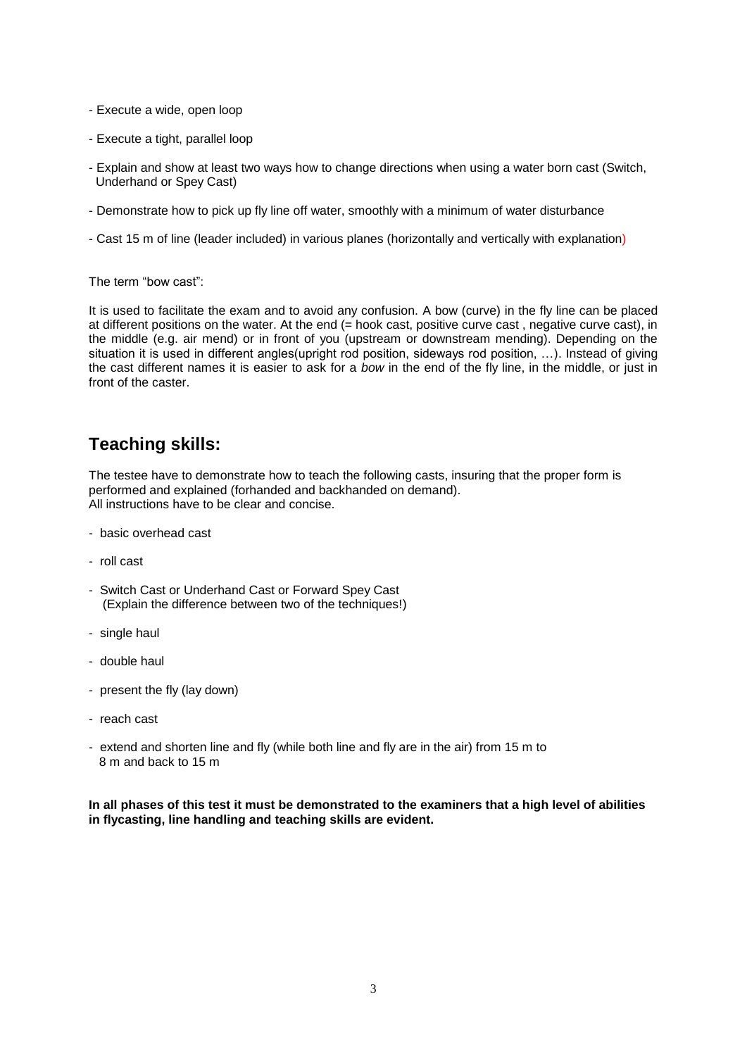- Execute a wide, open loop

- Execute a tight, parallel loop

- Explain and show at least two ways how to change directions when using a water born cast (Switch, Underhand or Spey Cast)

- Demonstrate how to pick up fly line off water, smoothly with a minimum of water disturbance

- Cast 15 m of line (leader included) in various planes (horizontally and vertically with explanation)

The term "bow cast":

It is used to facilitate the exam and to avoid any confusion. A bow (curve) in the fly line can be placed at different positions on the water. At the end (= hook cast, positive curve cast , negative curve cast), in the middle (e.g. air mend) or in front of you (upstream or downstream mending). Depending on the situation it is used in different angles(upright rod position, sideways rod position, …). Instead of giving the cast different names it is easier to ask for a *bow* in the end of the fly line, in the middle, or just in front of the caster.

## Teaching skills:

The testee have to demonstrate how to teach the following casts, insuring that the proper form is performed and explained (forhanded and backhanded on demand).
All instructions have to be clear and concise.

- basic overhead cast
- roll cast
- Switch Cast or Underhand Cast or Forward Spey Cast
  (Explain the difference between two of the techniques!)
- single haul
- double haul
- present the fly (lay down)
- reach cast
- extend and shorten line and fly (while both line and fly are in the air) from 15 m to 8 m and back to 15 m

**In all phases of this test it must be demonstrated to the examiners that a high level of abilities in flycasting, line handling and teaching skills are evident.**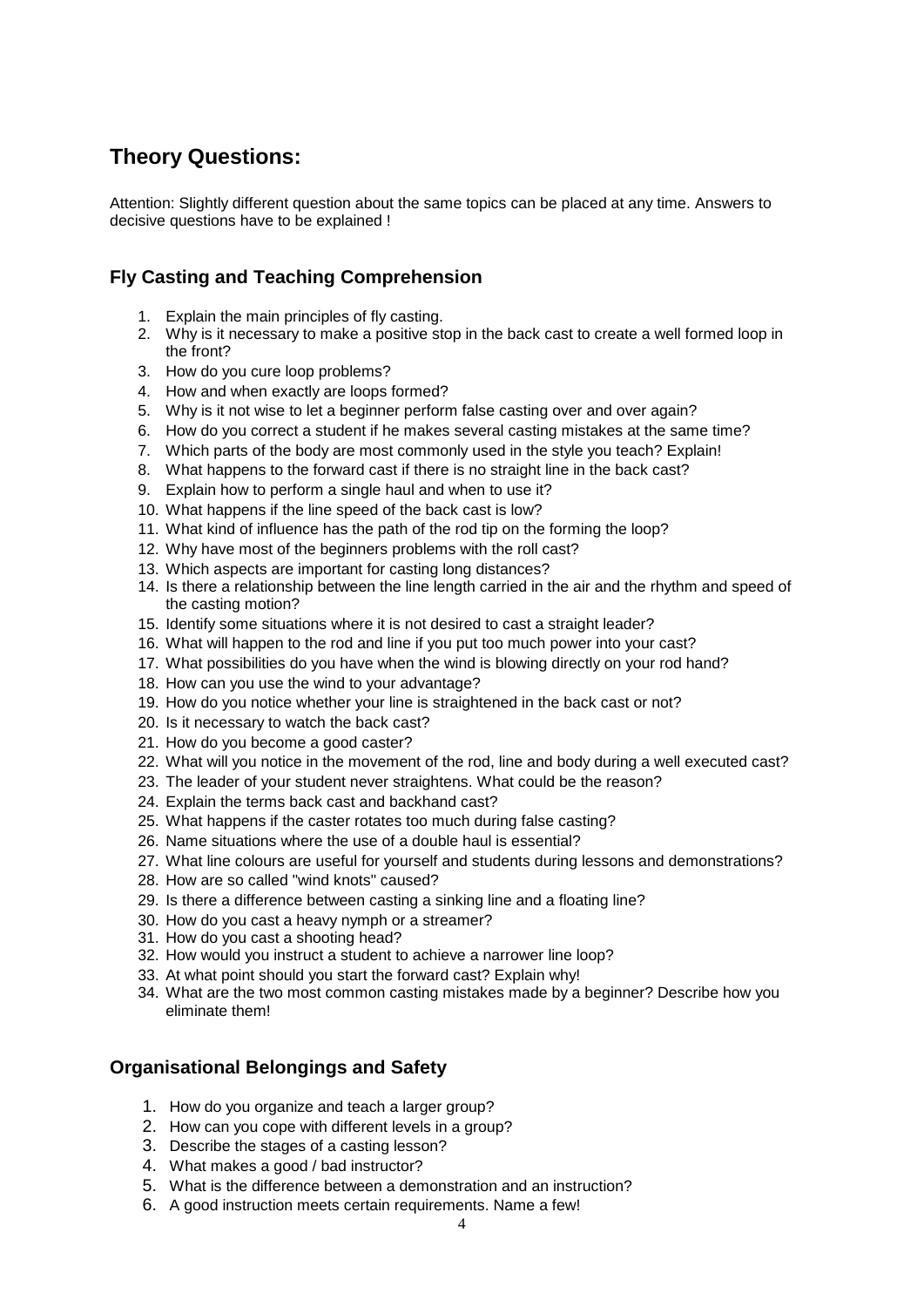## Theory Questions:

Attention: Slightly different question about the same topics can be placed at any time. Answers to decisive questions have to be explained !

### Fly Casting and Teaching Comprehension

1. Explain the main principles of fly casting.
2. Why is it necessary to make a positive stop in the back cast to create a well formed loop in the front?
3. How do you cure loop problems?
4. How and when exactly are loops formed?
5. Why is it not wise to let a beginner perform false casting over and over again?
6. How do you correct a student if he makes several casting mistakes at the same time?
7. Which parts of the body are most commonly used in the style you teach? Explain!
8. What happens to the forward cast if there is no straight line in the back cast?
9. Explain how to perform a single haul and when to use it?
10. What happens if the line speed of the back cast is low?
11. What kind of influence has the path of the rod tip on the forming the loop?
12. Why have most of the beginners problems with the roll cast?
13. Which aspects are important for casting long distances?
14. Is there a relationship between the line length carried in the air and the rhythm and speed of the casting motion?
15. Identify some situations where it is not desired to cast a straight leader?
16. What will happen to the rod and line if you put too much power into your cast?
17. What possibilities do you have when the wind is blowing directly on your rod hand?
18. How can you use the wind to your advantage?
19. How do you notice whether your line is straightened in the back cast or not?
20. Is it necessary to watch the back cast?
21. How do you become a good caster?
22. What will you notice in the movement of the rod, line and body during a well executed cast?
23. The leader of your student never straightens. What could be the reason?
24. Explain the terms back cast and backhand cast?
25. What happens if the caster rotates too much during false casting?
26. Name situations where the use of a double haul is essential?
27. What line colours are useful for yourself and students during lessons and demonstrations?
28. How are so called "wind knots" caused?
29. Is there a difference between casting a sinking line and a floating line?
30. How do you cast a heavy nymph or a streamer?
31. How do you cast a shooting head?
32. How would you instruct a student to achieve a narrower line loop?
33. At what point should you start the forward cast? Explain why!
34. What are the two most common casting mistakes made by a beginner? Describe how you eliminate them!

### Organisational Belongings and Safety

1. How do you organize and teach a larger group?
2. How can you cope with different levels in a group?
3. Describe the stages of a casting lesson?
4. What makes a good / bad instructor?
5. What is the difference between a demonstration and an instruction?
6. A good instruction meets certain requirements. Name a few!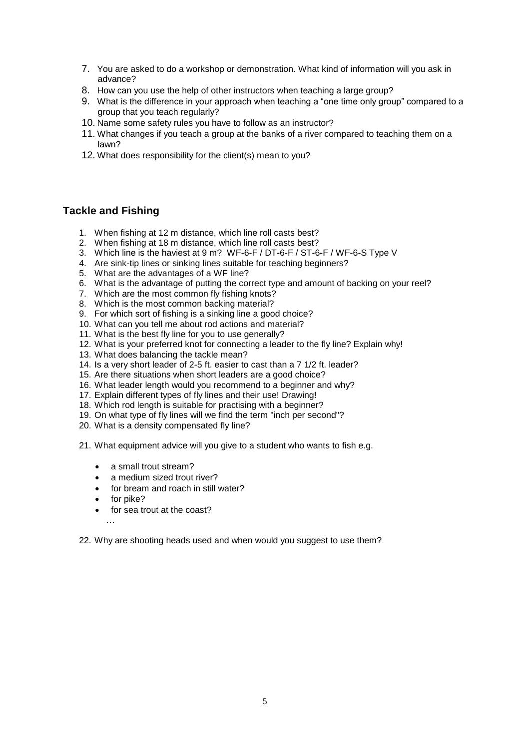7. You are asked to do a workshop or demonstration. What kind of information will you ask in advance?
8. How can you use the help of other instructors when teaching a large group?
9. What is the difference in your approach when teaching a “one time only group” compared to a group that you teach regularly?
10. Name some safety rules you have to follow as an instructor?
11. What changes if you teach a group at the banks of a river compared to teaching them on a lawn?
12. What does responsibility for the client(s) mean to you?

## Tackle and Fishing

1. When fishing at 12 m distance, which line roll casts best?
2. When fishing at 18 m distance, which line roll casts best?
3. Which line is the haviest at 9 m? WF-6-F / DT-6-F / ST-6-F / WF-6-S Type V
4. Are sink-tip lines or sinking lines suitable for teaching beginners?
5. What are the advantages of a WF line?
6. What is the advantage of putting the correct type and amount of backing on your reel?
7. Which are the most common fly fishing knots?
8. Which is the most common backing material?
9. For which sort of fishing is a sinking line a good choice?
10. What can you tell me about rod actions and material?
11. What is the best fly line for you to use generally?
12. What is your preferred knot for connecting a leader to the fly line? Explain why!
13. What does balancing the tackle mean?
14. Is a very short leader of 2-5 ft. easier to cast than a 7 1/2 ft. leader?
15. Are there situations when short leaders are a good choice?
16. What leader length would you recommend to a beginner and why?
17. Explain different types of fly lines and their use! Drawing!
18. Which rod length is suitable for practising with a beginner?
19. On what type of fly lines will we find the term "inch per second"?
20. What is a density compensated fly line?
21. What equipment advice will you give to a student who wants to fish e.g.
    - a small trout stream?
    - a medium sized trout river?
    - for bream and roach in still water?
    - for pike?
    - for sea trout at the coast?

    …
22. Why are shooting heads used and when would you suggest to use them?